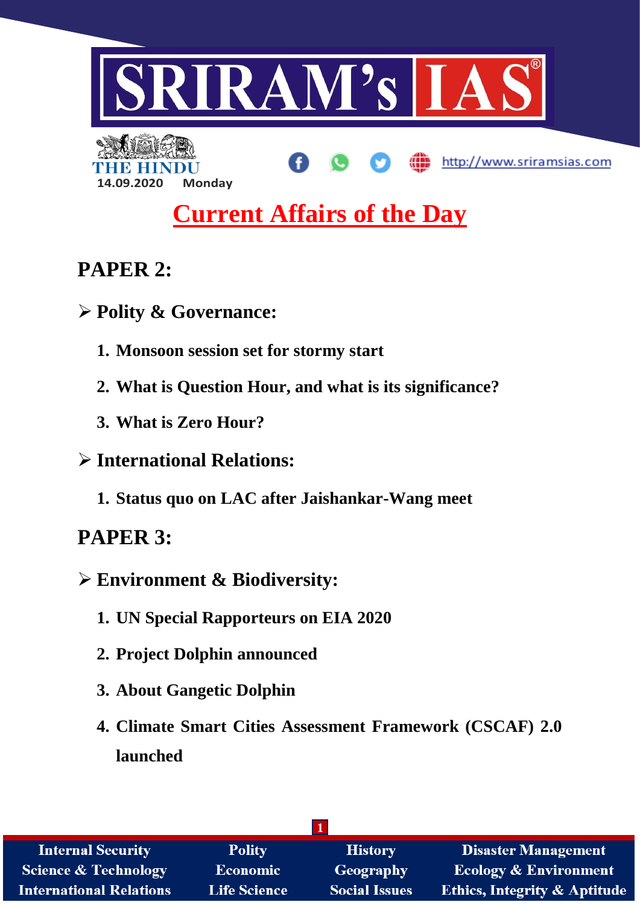# SRIRAM's IAS

THE HINDU

14.09.2020 Monday

http://www.sriramsias.com

## Current Affairs of the Day

## PAPER 2:

### ➢ Polity & Governance:

1. **Monsoon session set for stormy start**
2. **What is Question Hour, and what is its significance?**
3. **What is Zero Hour?**

### ➢ International Relations:

1. **Status quo on LAC after Jaishankar-Wang meet**

## PAPER 3:

### ➢ Environment & Biodiversity:

1. **UN Special Rapporteurs on EIA 2020**
2. **Project Dolphin announced**
3. **About Gangetic Dolphin**
4. **Climate Smart Cities Assessment Framework (CSCAF) 2.0 launched**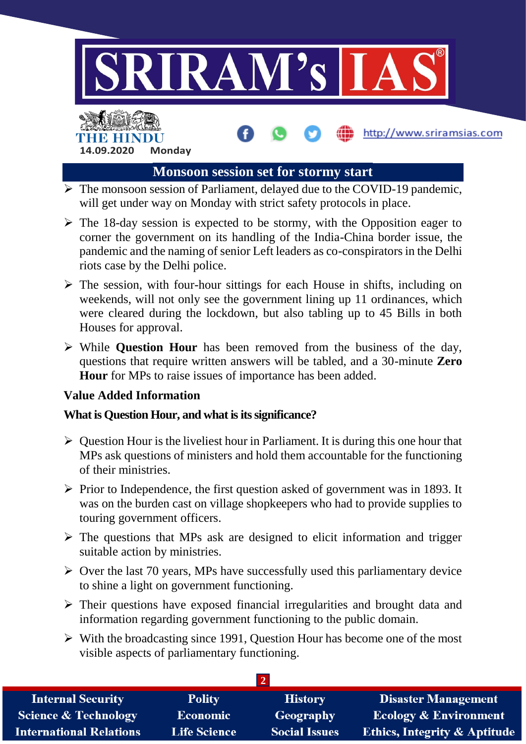## Monsoon session set for stormy start

- The monsoon session of Parliament, delayed due to the COVID-19 pandemic, will get under way on Monday with strict safety protocols in place.
- The 18-day session is expected to be stormy, with the Opposition eager to corner the government on its handling of the India-China border issue, the pandemic and the naming of senior Left leaders as co-conspirators in the Delhi riots case by the Delhi police.
- The session, with four-hour sittings for each House in shifts, including on weekends, will not only see the government lining up 11 ordinances, which were cleared during the lockdown, but also tabling up to 45 Bills in both Houses for approval.
- While **Question Hour** has been removed from the business of the day, questions that require written answers will be tabled, and a 30-minute **Zero Hour** for MPs to raise issues of importance has been added.

### Value Added Information

#### What is Question Hour, and what is its significance?

- Question Hour is the liveliest hour in Parliament. It is during this one hour that MPs ask questions of ministers and hold them accountable for the functioning of their ministries.
- Prior to Independence, the first question asked of government was in 1893. It was on the burden cast on village shopkeepers who had to provide supplies to touring government officers.
- The questions that MPs ask are designed to elicit information and trigger suitable action by ministries.
- Over the last 70 years, MPs have successfully used this parliamentary device to shine a light on government functioning.
- Their questions have exposed financial irregularities and brought data and information regarding government functioning to the public domain.
- With the broadcasting since 1991, Question Hour has become one of the most visible aspects of parliamentary functioning.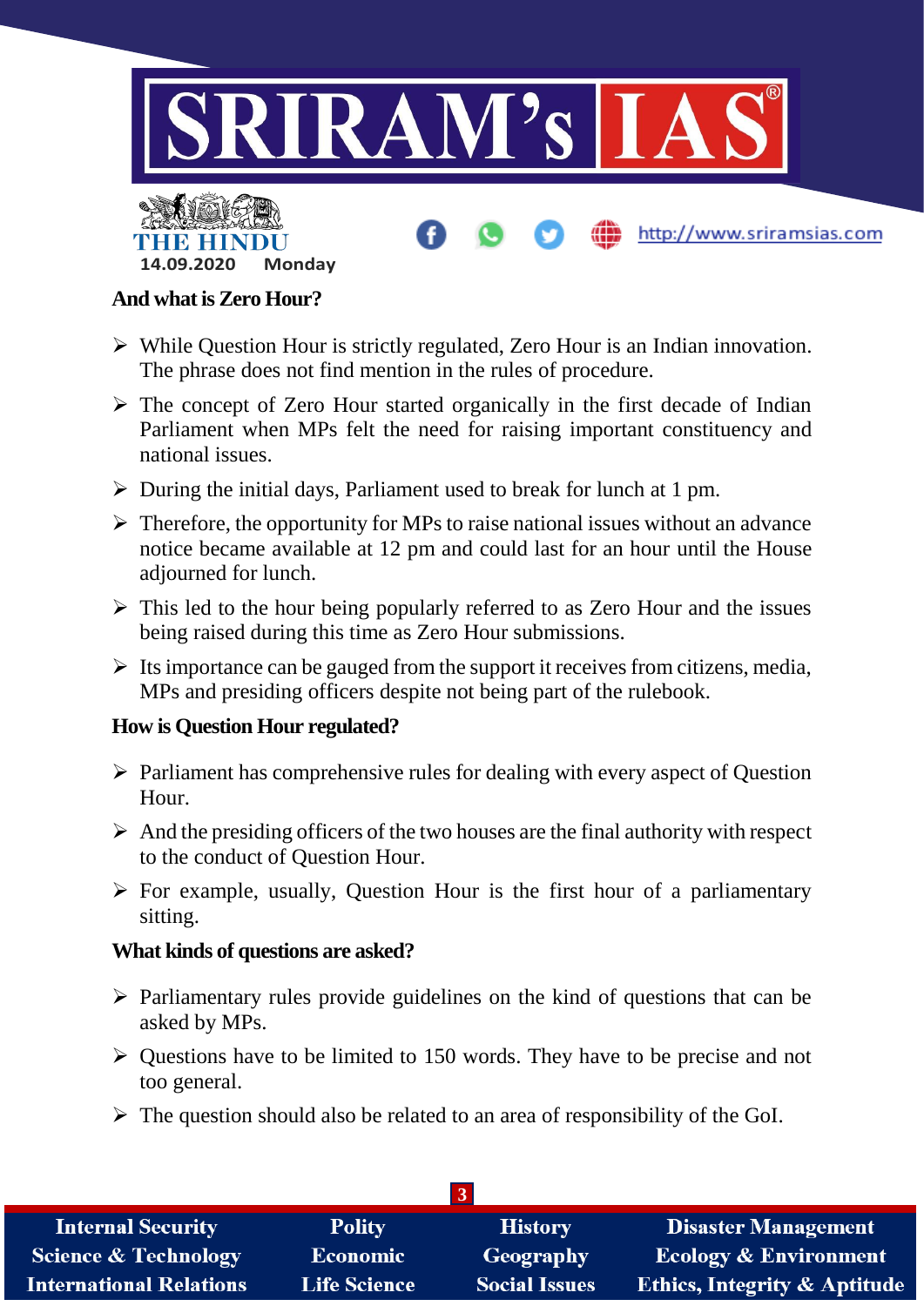### And what is Zero Hour?

- While Question Hour is strictly regulated, Zero Hour is an Indian innovation. The phrase does not find mention in the rules of procedure.
- The concept of Zero Hour started organically in the first decade of Indian Parliament when MPs felt the need for raising important constituency and national issues.
- During the initial days, Parliament used to break for lunch at 1 pm.
- Therefore, the opportunity for MPs to raise national issues without an advance notice became available at 12 pm and could last for an hour until the House adjourned for lunch.
- This led to the hour being popularly referred to as Zero Hour and the issues being raised during this time as Zero Hour submissions.
- Its importance can be gauged from the support it receives from citizens, media, MPs and presiding officers despite not being part of the rulebook.

### How is Question Hour regulated?

- Parliament has comprehensive rules for dealing with every aspect of Question Hour.
- And the presiding officers of the two houses are the final authority with respect to the conduct of Question Hour.
- For example, usually, Question Hour is the first hour of a parliamentary sitting.

### What kinds of questions are asked?

- Parliamentary rules provide guidelines on the kind of questions that can be asked by MPs.
- Questions have to be limited to 150 words. They have to be precise and not too general.
- The question should also be related to an area of responsibility of the GoI.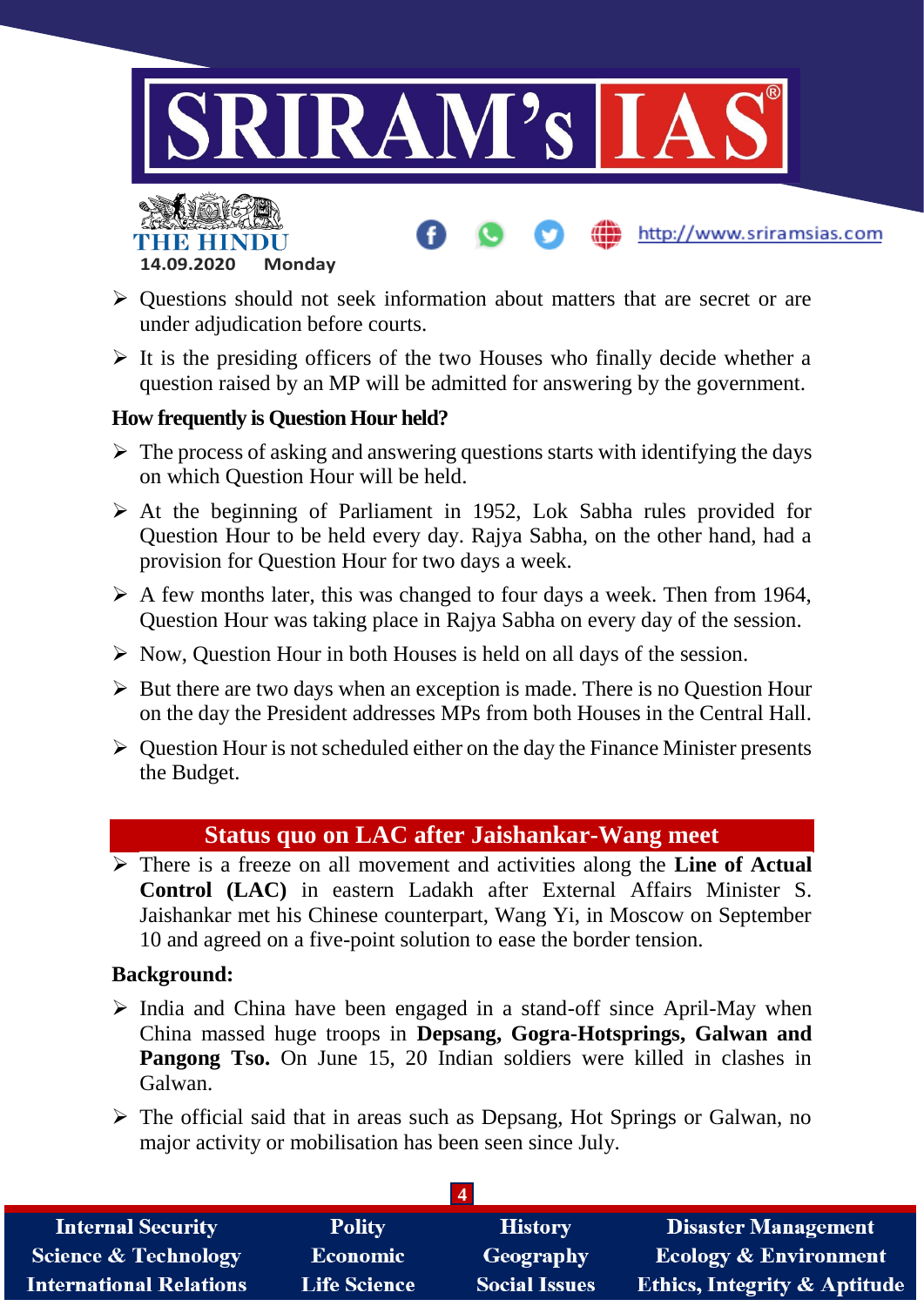- Questions should not seek information about matters that are secret or are under adjudication before courts.
- It is the presiding officers of the two Houses who finally decide whether a question raised by an MP will be admitted for answering by the government.

**How frequently is Question Hour held?**

- The process of asking and answering questions starts with identifying the days on which Question Hour will be held.
- At the beginning of Parliament in 1952, Lok Sabha rules provided for Question Hour to be held every day. Rajya Sabha, on the other hand, had a provision for Question Hour for two days a week.
- A few months later, this was changed to four days a week. Then from 1964, Question Hour was taking place in Rajya Sabha on every day of the session.
- Now, Question Hour in both Houses is held on all days of the session.
- But there are two days when an exception is made. There is no Question Hour on the day the President addresses MPs from both Houses in the Central Hall.
- Question Hour is not scheduled either on the day the Finance Minister presents the Budget.

## Status quo on LAC after Jaishankar-Wang meet

- There is a freeze on all movement and activities along the **Line of Actual Control (LAC)** in eastern Ladakh after External Affairs Minister S. Jaishankar met his Chinese counterpart, Wang Yi, in Moscow on September 10 and agreed on a five-point solution to ease the border tension.

**Background:**

- India and China have been engaged in a stand-off since April-May when China massed huge troops in **Depsang, Gogra-Hotsprings, Galwan and Pangong Tso.** On June 15, 20 Indian soldiers were killed in clashes in Galwan.
- The official said that in areas such as Depsang, Hot Springs or Galwan, no major activity or mobilisation has been seen since July.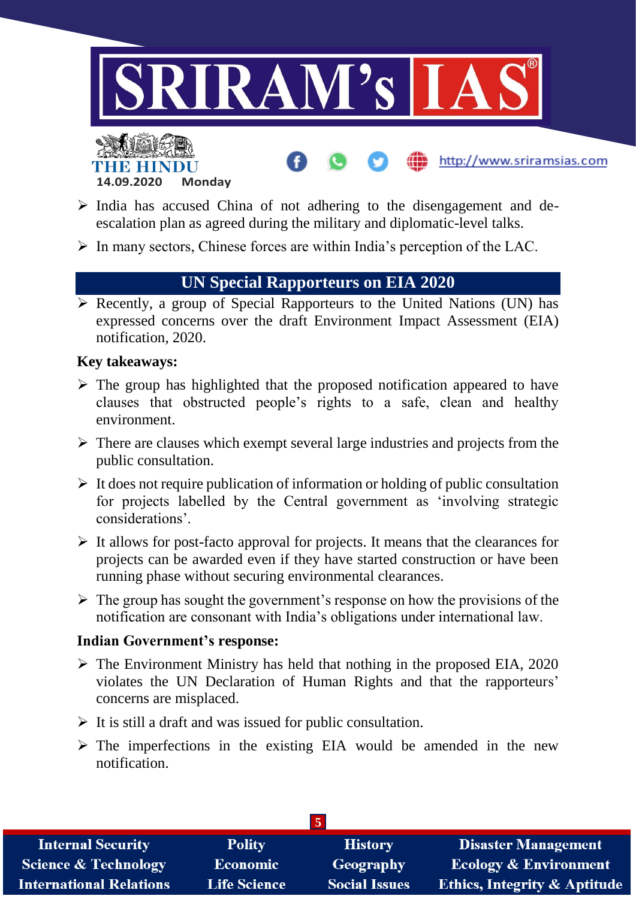- India has accused China of not adhering to the disengagement and de-escalation plan as agreed during the military and diplomatic-level talks.
- In many sectors, Chinese forces are within India's perception of the LAC.

## UN Special Rapporteurs on EIA 2020

- Recently, a group of Special Rapporteurs to the United Nations (UN) has expressed concerns over the draft Environment Impact Assessment (EIA) notification, 2020.

**Key takeaways:**

- The group has highlighted that the proposed notification appeared to have clauses that obstructed people's rights to a safe, clean and healthy environment.
- There are clauses which exempt several large industries and projects from the public consultation.
- It does not require publication of information or holding of public consultation for projects labelled by the Central government as 'involving strategic considerations'.
- It allows for post-facto approval for projects. It means that the clearances for projects can be awarded even if they have started construction or have been running phase without securing environmental clearances.
- The group has sought the government's response on how the provisions of the notification are consonant with India's obligations under international law.

**Indian Government's response:**

- The Environment Ministry has held that nothing in the proposed EIA, 2020 violates the UN Declaration of Human Rights and that the rapporteurs' concerns are misplaced.
- It is still a draft and was issued for public consultation.
- The imperfections in the existing EIA would be amended in the new notification.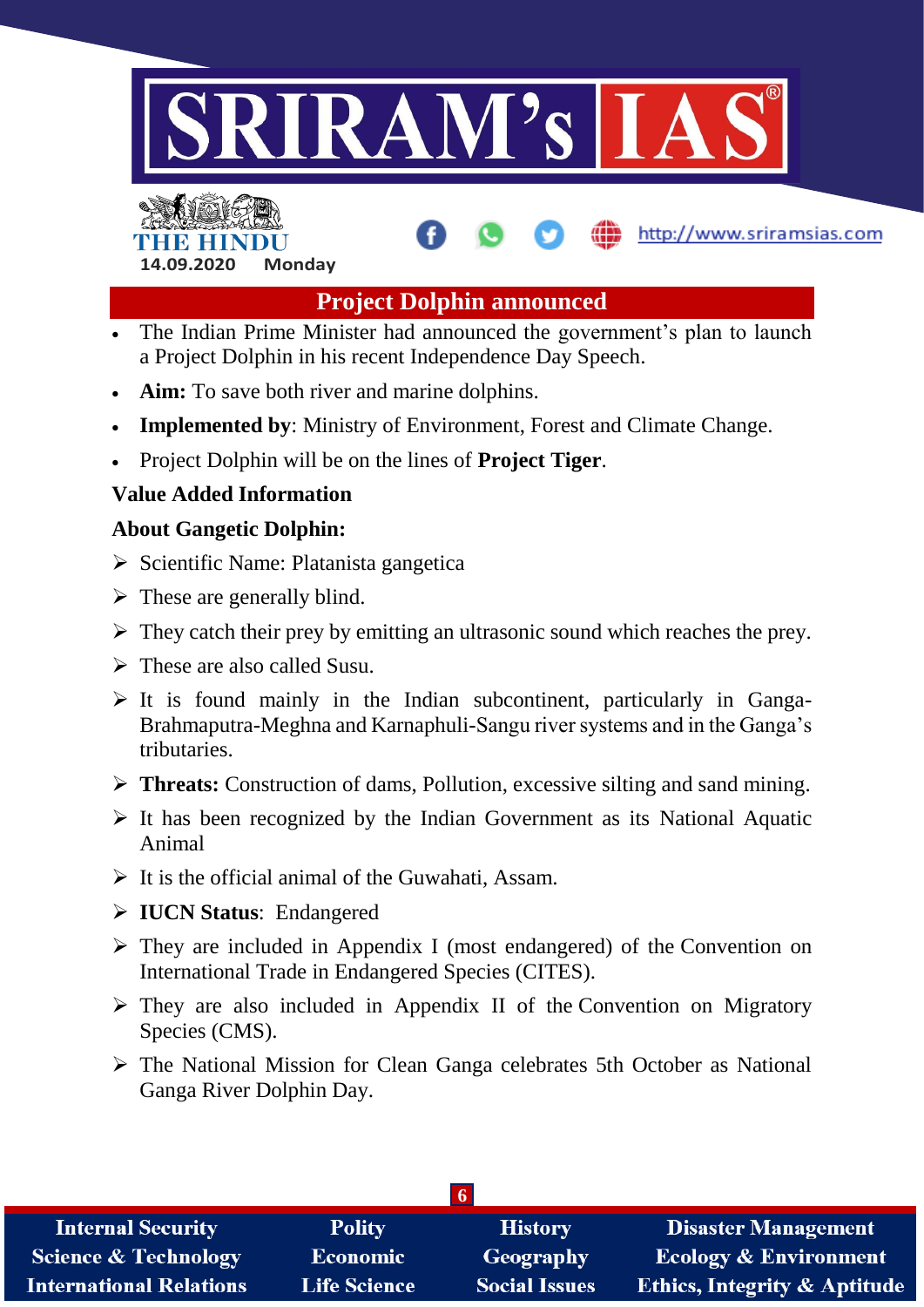# Project Dolphin announced

- The Indian Prime Minister had announced the government's plan to launch a Project Dolphin in his recent Independence Day Speech.
- **Aim:** To save both river and marine dolphins.
- **Implemented by**: Ministry of Environment, Forest and Climate Change.
- Project Dolphin will be on the lines of **Project Tiger**.

**Value Added Information**

**About Gangetic Dolphin:**

- Scientific Name: Platanista gangetica
- These are generally blind.
- They catch their prey by emitting an ultrasonic sound which reaches the prey.
- These are also called Susu.
- It is found mainly in the Indian subcontinent, particularly in Ganga-Brahmaputra-Meghna and Karnaphuli-Sangu river systems and in the Ganga's tributaries.
- **Threats:** Construction of dams, Pollution, excessive silting and sand mining.
- It has been recognized by the Indian Government as its National Aquatic Animal
- It is the official animal of the Guwahati, Assam.
- **IUCN Status**: Endangered
- They are included in Appendix I (most endangered) of the Convention on International Trade in Endangered Species (CITES).
- They are also included in Appendix II of the Convention on Migratory Species (CMS).
- The National Mission for Clean Ganga celebrates 5th October as National Ganga River Dolphin Day.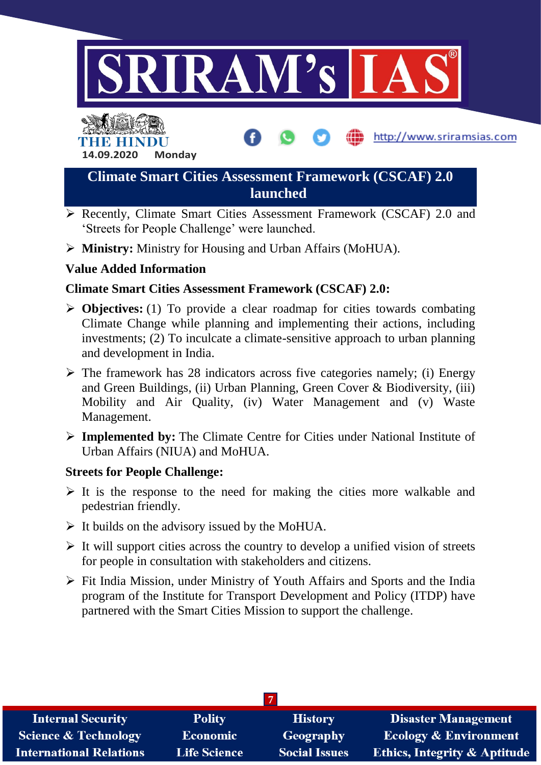## Climate Smart Cities Assessment Framework (CSCAF) 2.0 launched

- Recently, Climate Smart Cities Assessment Framework (CSCAF) 2.0 and 'Streets for People Challenge' were launched.
- **Ministry:** Ministry for Housing and Urban Affairs (MoHUA).

**Value Added Information**

**Climate Smart Cities Assessment Framework (CSCAF) 2.0:**

- **Objectives:** (1) To provide a clear roadmap for cities towards combating Climate Change while planning and implementing their actions, including investments; (2) To inculcate a climate-sensitive approach to urban planning and development in India.
- The framework has 28 indicators across five categories namely; (i) Energy and Green Buildings, (ii) Urban Planning, Green Cover & Biodiversity, (iii) Mobility and Air Quality, (iv) Water Management and (v) Waste Management.
- **Implemented by:** The Climate Centre for Cities under National Institute of Urban Affairs (NIUA) and MoHUA.

**Streets for People Challenge:**

- It is the response to the need for making the cities more walkable and pedestrian friendly.
- It builds on the advisory issued by the MoHUA.
- It will support cities across the country to develop a unified vision of streets for people in consultation with stakeholders and citizens.
- Fit India Mission, under Ministry of Youth Affairs and Sports and the India program of the Institute for Transport Development and Policy (ITDP) have partnered with the Smart Cities Mission to support the challenge.